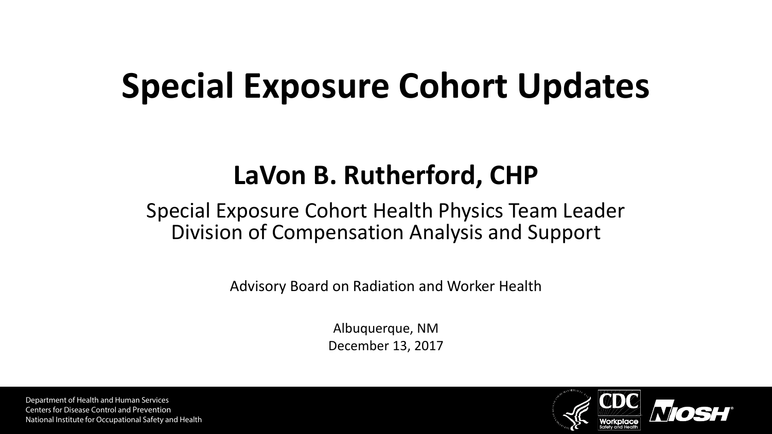# Special Exposure Cohort Updates

## LaVon B. Rutherford, CHP

Special Exposure Cohort Health Physics Team Leader
Division of Compensation Analysis and Support

Advisory Board on Radiation and Worker Health

Albuquerque, NM
December 13, 2017

Department of Health and Human Services
Centers for Disease Control and Prevention
National Institute for Occupational Safety and Health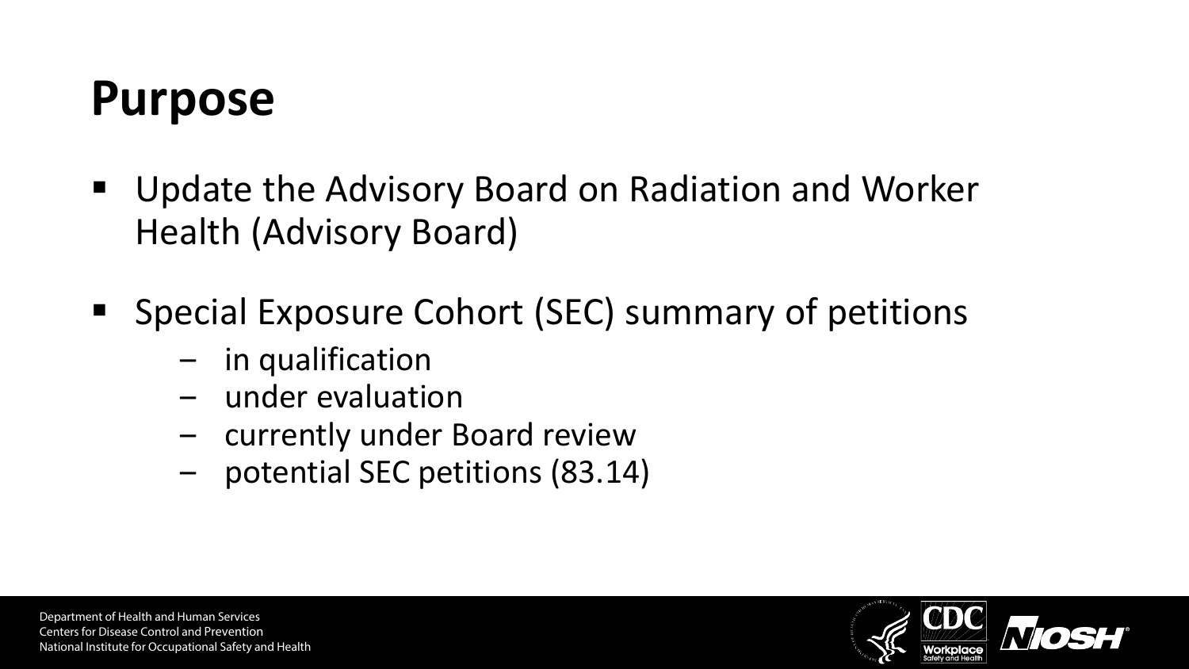# Purpose

- Update the Advisory Board on Radiation and Worker Health (Advisory Board)
- Special Exposure Cohort (SEC) summary of petitions
  - in qualification
  - under evaluation
  - currently under Board review
  - potential SEC petitions (83.14)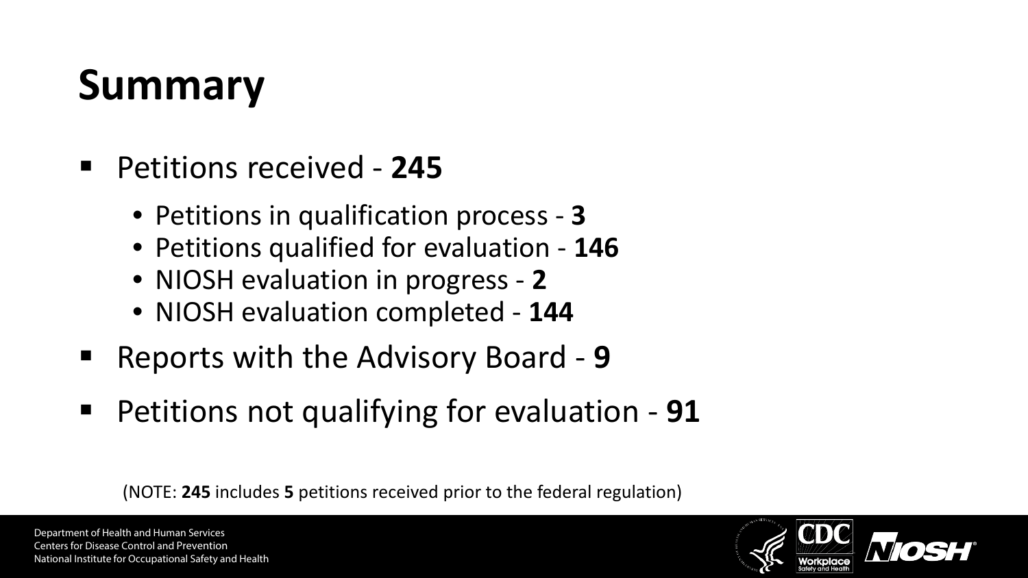# Summary

- Petitions received - **245**
  - Petitions in qualification process - **3**
  - Petitions qualified for evaluation - **146**
  - NIOSH evaluation in progress - **2**
  - NIOSH evaluation completed - **144**
- Reports with the Advisory Board - **9**
- Petitions not qualifying for evaluation - **91**

(NOTE: **245** includes **5** petitions received prior to the federal regulation)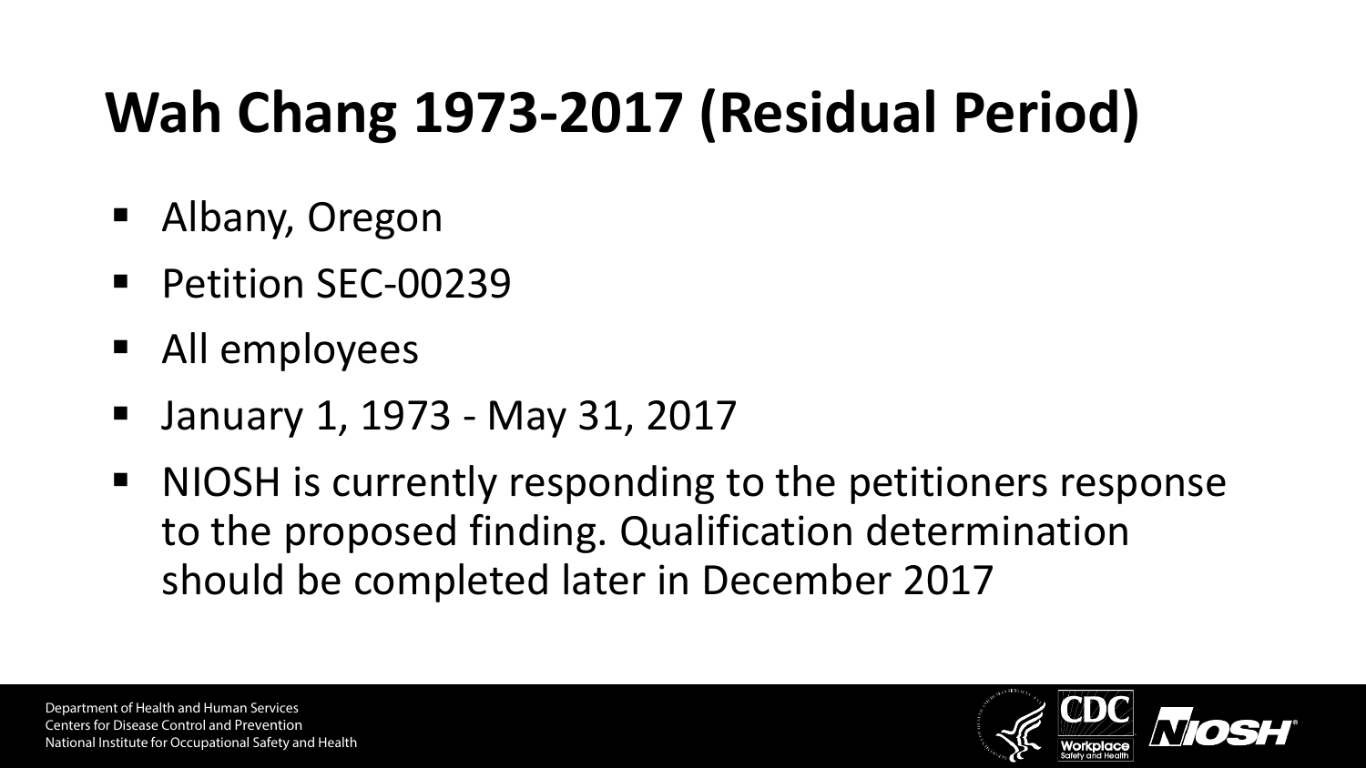# Wah Chang 1973-2017 (Residual Period)

- Albany, Oregon
- Petition SEC-00239
- All employees
- January 1, 1973 - May 31, 2017
- NIOSH is currently responding to the petitioners response to the proposed finding. Qualification determination should be completed later in December 2017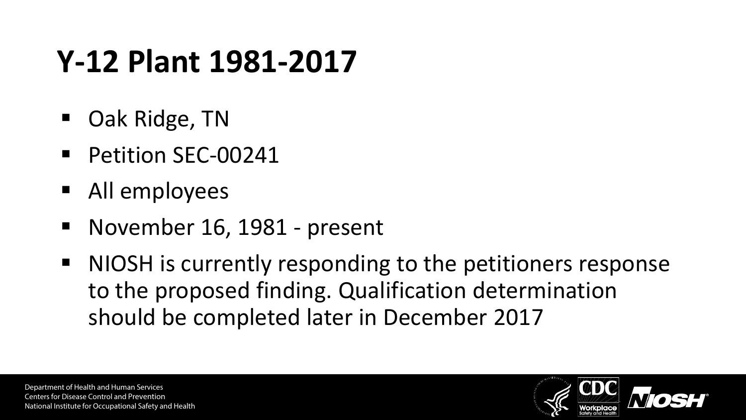# Y-12 Plant 1981-2017

- Oak Ridge, TN
- Petition SEC-00241
- All employees
- November 16, 1981 - present
- NIOSH is currently responding to the petitioners response to the proposed finding. Qualification determination should be completed later in December 2017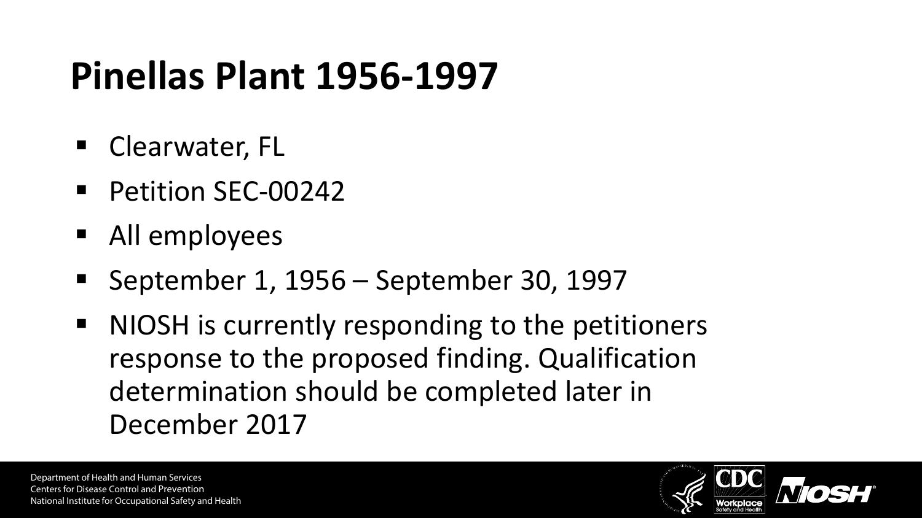# Pinellas Plant 1956-1997

- Clearwater, FL
- Petition SEC-00242
- All employees
- September 1, 1956 – September 30, 1997
- NIOSH is currently responding to the petitioners response to the proposed finding. Qualification determination should be completed later in December 2017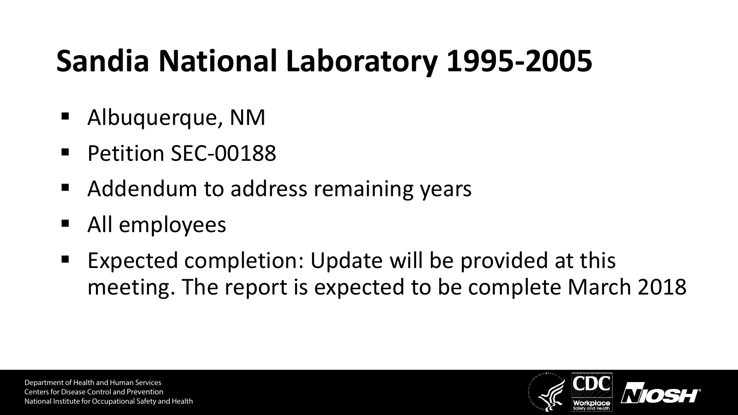# Sandia National Laboratory 1995-2005

- Albuquerque, NM
- Petition SEC-00188
- Addendum to address remaining years
- All employees
- Expected completion: Update will be provided at this meeting. The report is expected to be complete March 2018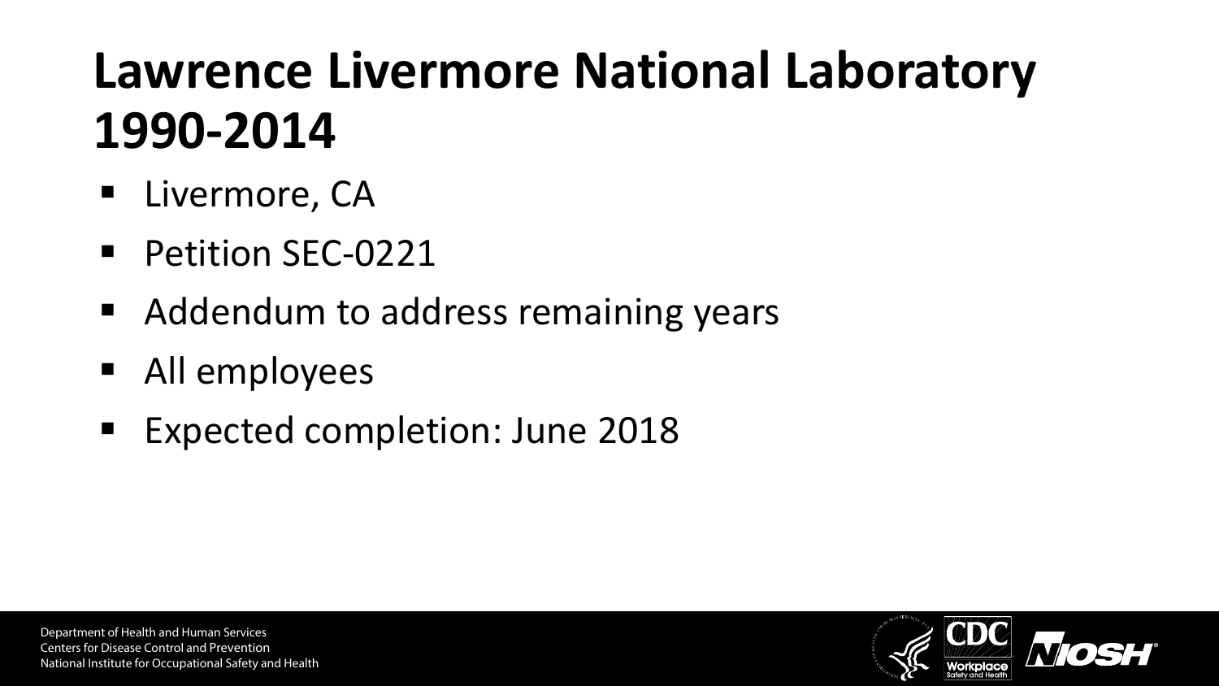# Lawrence Livermore National Laboratory 1990-2014

- Livermore, CA
- Petition SEC-0221
- Addendum to address remaining years
- All employees
- Expected completion: June 2018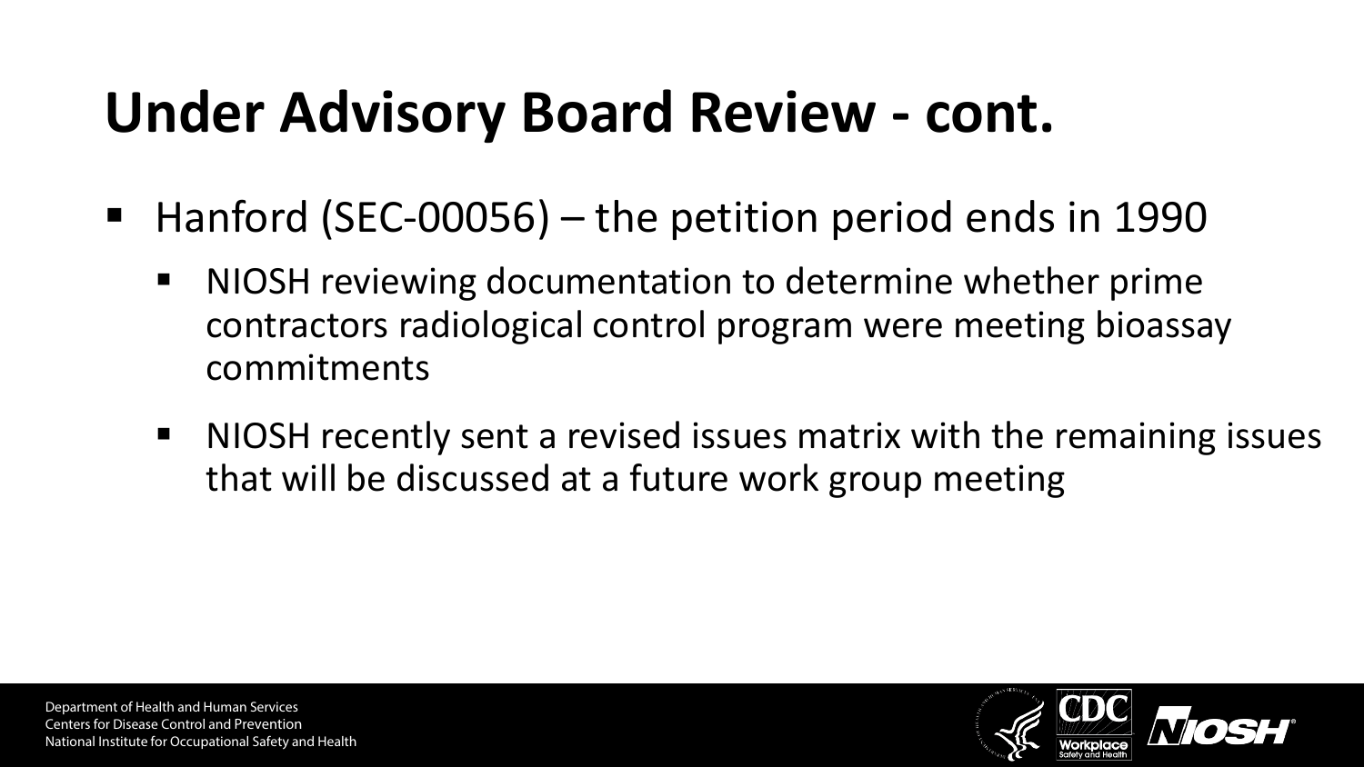# Under Advisory Board Review - cont.

- Hanford (SEC-00056) – the petition period ends in 1990
  - NIOSH reviewing documentation to determine whether prime contractors radiological control program were meeting bioassay commitments
  - NIOSH recently sent a revised issues matrix with the remaining issues that will be discussed at a future work group meeting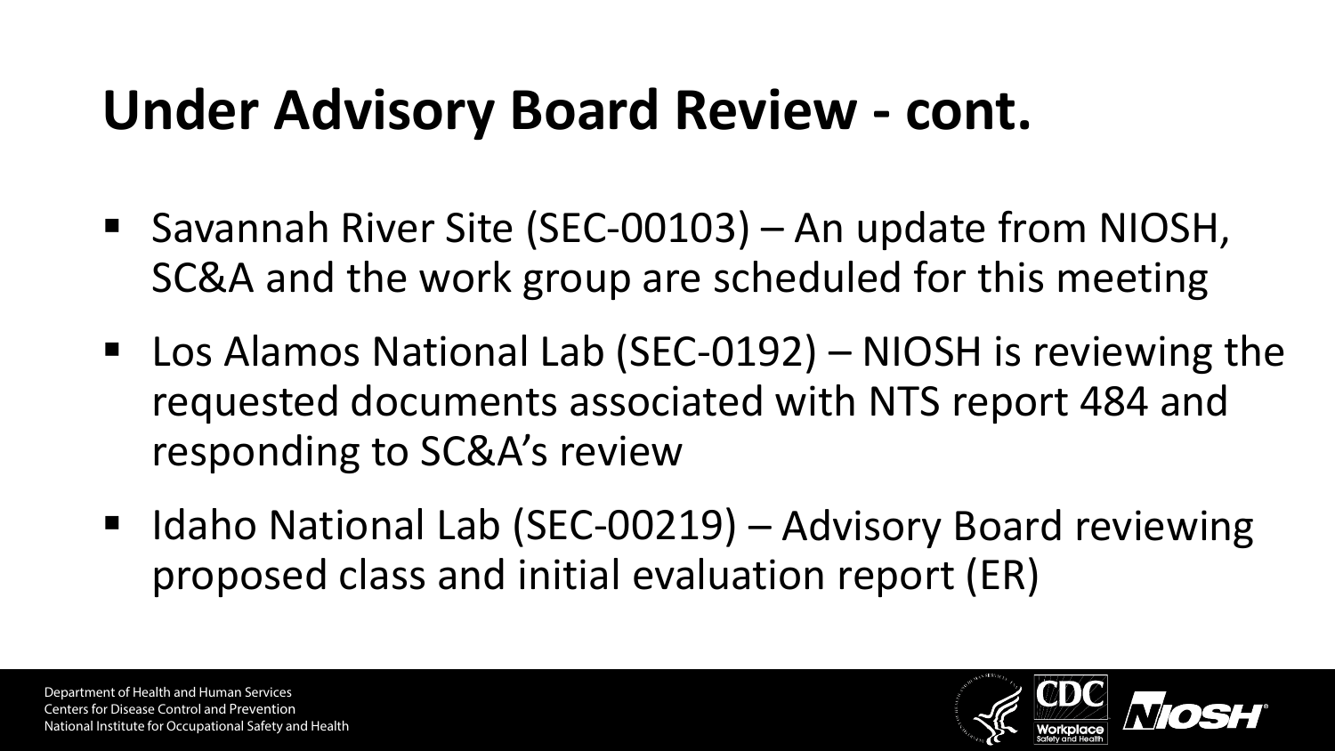# Under Advisory Board Review - cont.

- Savannah River Site (SEC-00103) – An update from NIOSH, SC&A and the work group are scheduled for this meeting
- Los Alamos National Lab (SEC-0192) – NIOSH is reviewing the requested documents associated with NTS report 484 and responding to SC&A's review
- Idaho National Lab (SEC-00219) – Advisory Board reviewing proposed class and initial evaluation report (ER)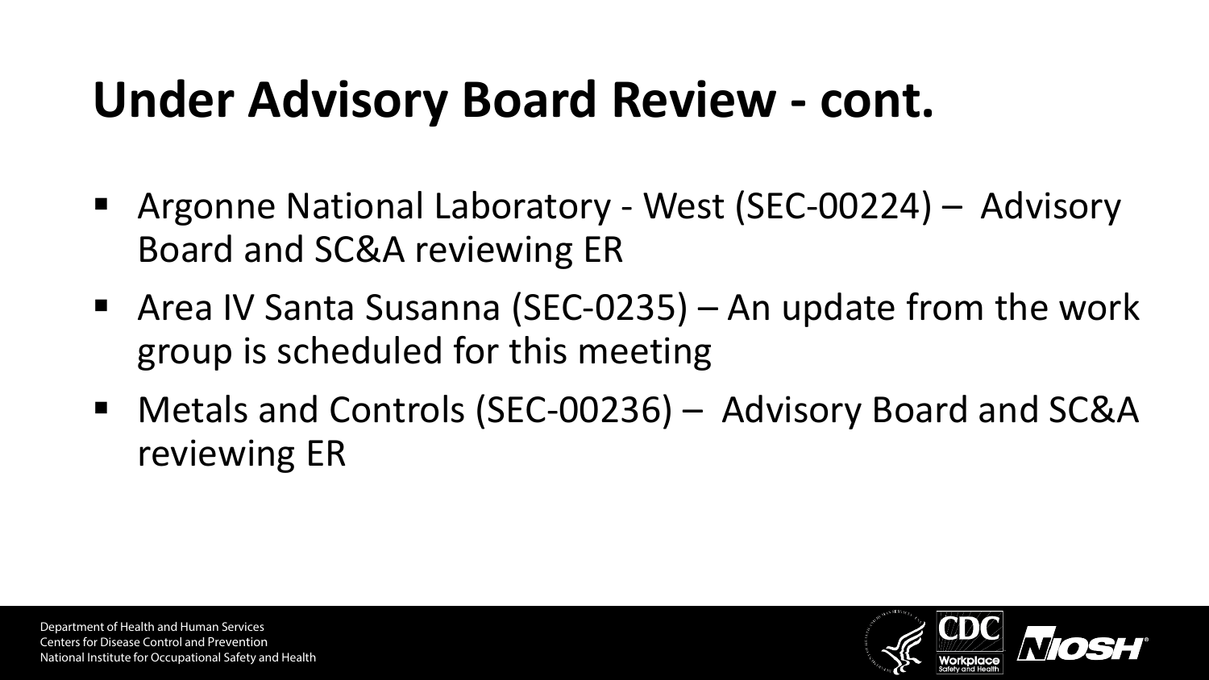# Under Advisory Board Review - cont.

- Argonne National Laboratory - West (SEC-00224) – Advisory Board and SC&A reviewing ER
- Area IV Santa Susanna (SEC-0235) – An update from the work group is scheduled for this meeting
- Metals and Controls (SEC-00236) – Advisory Board and SC&A reviewing ER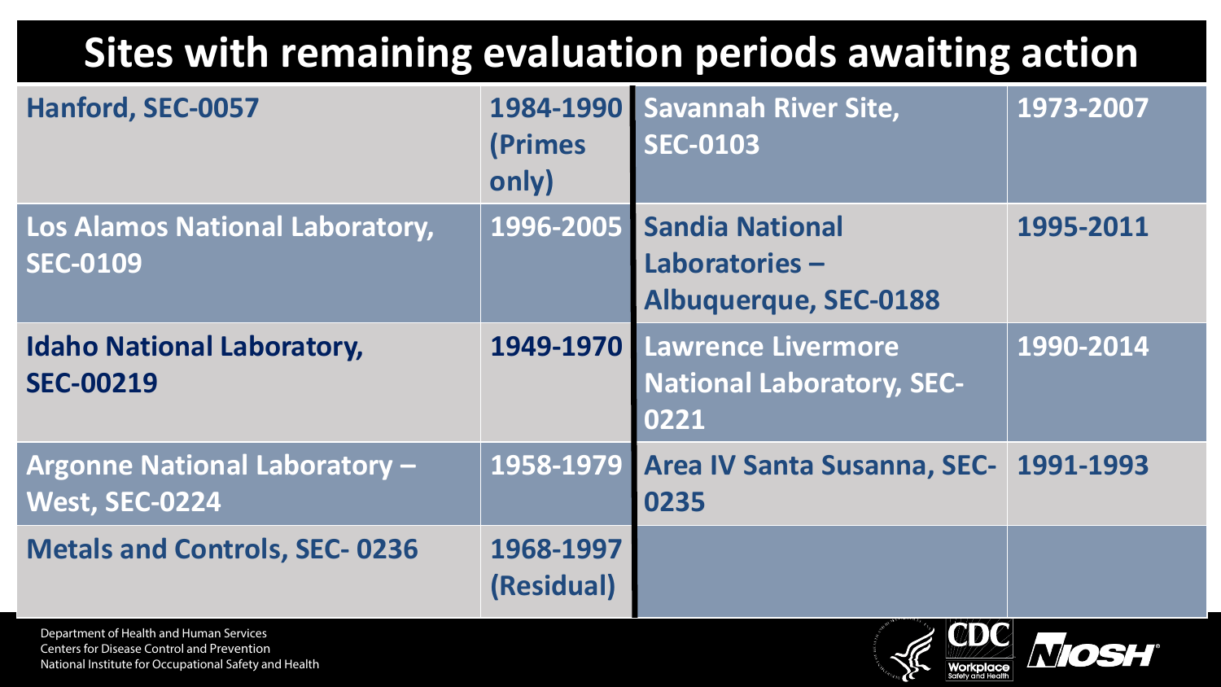# Sites with remaining evaluation periods awaiting action

| Site | Period | Site | Period |
| --- | --- | --- | --- |
| Hanford, SEC-0057 | 1984-1990 (Primes only) | Savannah River Site, SEC-0103 | 1973-2007 |
| Los Alamos National Laboratory, SEC-0109 | 1996-2005 | Sandia National Laboratories – Albuquerque, SEC-0188 | 1995-2011 |
| Idaho National Laboratory, SEC-00219 | 1949-1970 | Lawrence Livermore National Laboratory, SEC-0221 | 1990-2014 |
| Argonne National Laboratory – West, SEC-0224 | 1958-1979 | Area IV Santa Susanna, SEC-0235 | 1991-1993 |
| Metals and Controls, SEC- 0236 | 1968-1997 (Residual) | | |

Department of Health and Human Services
Centers for Disease Control and Prevention
National Institute for Occupational Safety and Health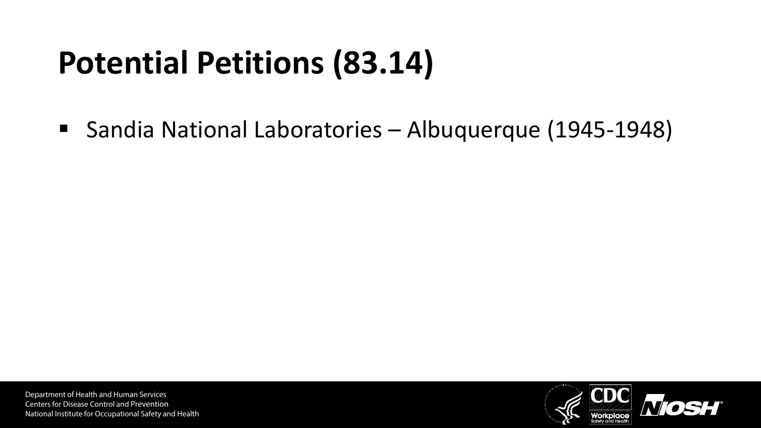# Potential Petitions (83.14)

- Sandia National Laboratories – Albuquerque (1945-1948)